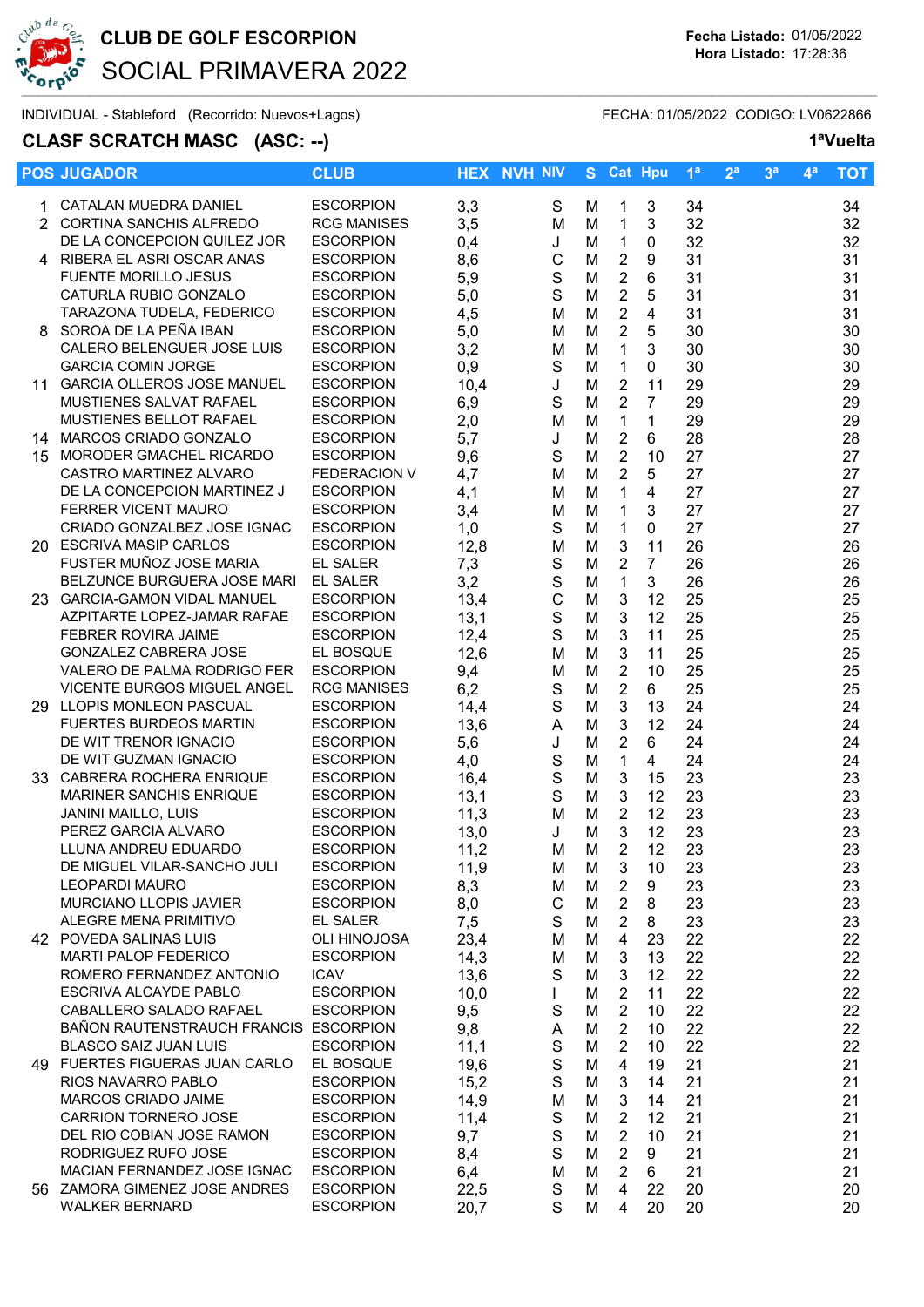# CLUB DE GOLF ESCORPION

## SOCIAL PRIMAVERA 2022

**Fecha Listado:** 01/05/2022
**Hora Listado:** 17:28:36

INDIVIDUAL - Stableford (Recorrido: Nuevos+Lagos) FECHA: 01/05/2022 CODIGO: LV0622866

### CLASF SCRATCH MASC (ASC: --) 1ªVuelta

| POS | JUGADOR | CLUB | HEX | NVH | NIV | S | Cat | Hpu | 1ª | 2ª | 3ª | 4ª | TOT |
|---|---|---|---|---|---|---|---|---|---|---|---|---|---|
| 1 | CATALAN MUEDRA DANIEL | ESCORPION | 3,3 | | S | M | 1 | 3 | 34 | | | | 34 |
| 2 | CORTINA SANCHIS ALFREDO | RCG MANISES | 3,5 | | M | M | 1 | 3 | 32 | | | | 32 |
| | DE LA CONCEPCION QUILEZ JOR | ESCORPION | 0,4 | | J | M | 1 | 0 | 32 | | | | 32 |
| 4 | RIBERA EL ASRI OSCAR ANAS | ESCORPION | 8,6 | | C | M | 2 | 9 | 31 | | | | 31 |
| | FUENTE MORILLO JESUS | ESCORPION | 5,9 | | S | M | 2 | 6 | 31 | | | | 31 |
| | CATURLA RUBIO GONZALO | ESCORPION | 5,0 | | S | M | 2 | 5 | 31 | | | | 31 |
| | TARAZONA TUDELA, FEDERICO | ESCORPION | 4,5 | | M | M | 2 | 4 | 31 | | | | 31 |
| 8 | SOROA DE LA PEÑA IBAN | ESCORPION | 5,0 | | M | M | 2 | 5 | 30 | | | | 30 |
| | CALERO BELENGUER JOSE LUIS | ESCORPION | 3,2 | | M | M | 1 | 3 | 30 | | | | 30 |
| | GARCIA COMIN JORGE | ESCORPION | 0,9 | | S | M | 1 | 0 | 30 | | | | 30 |
| 11 | GARCIA OLLEROS JOSE MANUEL | ESCORPION | 10,4 | | J | M | 2 | 11 | 29 | | | | 29 |
| | MUSTIENES SALVAT RAFAEL | ESCORPION | 6,9 | | S | M | 2 | 7 | 29 | | | | 29 |
| | MUSTIENES BELLOT RAFAEL | ESCORPION | 2,0 | | M | M | 1 | 1 | 29 | | | | 29 |
| 14 | MARCOS CRIADO GONZALO | ESCORPION | 5,7 | | J | M | 2 | 6 | 28 | | | | 28 |
| 15 | MORODER GMACHEL RICARDO | ESCORPION | 9,6 | | S | M | 2 | 10 | 27 | | | | 27 |
| | CASTRO MARTINEZ ALVARO | FEDERACION V | 4,7 | | M | M | 2 | 5 | 27 | | | | 27 |
| | DE LA CONCEPCION MARTINEZ J | ESCORPION | 4,1 | | M | M | 1 | 4 | 27 | | | | 27 |
| | FERRER VICENT MAURO | ESCORPION | 3,4 | | M | M | 1 | 3 | 27 | | | | 27 |
| | CRIADO GONZALBEZ JOSE IGNAC | ESCORPION | 1,0 | | S | M | 1 | 0 | 27 | | | | 27 |
| 20 | ESCRIVA MASIP CARLOS | ESCORPION | 12,8 | | M | M | 3 | 11 | 26 | | | | 26 |
| | FUSTER MUÑOZ JOSE MARIA | EL SALER | 7,3 | | S | M | 2 | 7 | 26 | | | | 26 |
| | BELZUNCE BURGUERA JOSE MARI | EL SALER | 3,2 | | S | M | 1 | 3 | 26 | | | | 26 |
| 23 | GARCIA-GAMON VIDAL MANUEL | ESCORPION | 13,4 | | C | M | 3 | 12 | 25 | | | | 25 |
| | AZPITARTE LOPEZ-JAMAR RAFAE | ESCORPION | 13,1 | | S | M | 3 | 12 | 25 | | | | 25 |
| | FEBRER ROVIRA JAIME | ESCORPION | 12,4 | | S | M | 3 | 11 | 25 | | | | 25 |
| | GONZALEZ CABRERA JOSE | EL BOSQUE | 12,6 | | M | M | 3 | 11 | 25 | | | | 25 |
| | VALERO DE PALMA RODRIGO FER | ESCORPION | 9,4 | | M | M | 2 | 10 | 25 | | | | 25 |
| | VICENTE BURGOS MIGUEL ANGEL | RCG MANISES | 6,2 | | S | M | 2 | 6 | 25 | | | | 25 |
| 29 | LLOPIS MONLEON PASCUAL | ESCORPION | 14,4 | | S | M | 3 | 13 | 24 | | | | 24 |
| | FUERTES BURDEOS MARTIN | ESCORPION | 13,6 | | A | M | 3 | 12 | 24 | | | | 24 |
| | DE WIT TRENOR IGNACIO | ESCORPION | 5,6 | | J | M | 2 | 6 | 24 | | | | 24 |
| | DE WIT GUZMAN IGNACIO | ESCORPION | 4,0 | | S | M | 1 | 4 | 24 | | | | 24 |
| 33 | CABRERA ROCHERA ENRIQUE | ESCORPION | 16,4 | | S | M | 3 | 15 | 23 | | | | 23 |
| | MARINER SANCHIS ENRIQUE | ESCORPION | 13,1 | | S | M | 3 | 12 | 23 | | | | 23 |
| | JANINI MAILLO, LUIS | ESCORPION | 11,3 | | M | M | 2 | 12 | 23 | | | | 23 |
| | PEREZ GARCIA ALVARO | ESCORPION | 13,0 | | J | M | 3 | 12 | 23 | | | | 23 |
| | LLUNA ANDREU EDUARDO | ESCORPION | 11,2 | | M | M | 2 | 12 | 23 | | | | 23 |
| | DE MIGUEL VILAR-SANCHO JULI | ESCORPION | 11,9 | | M | M | 3 | 10 | 23 | | | | 23 |
| | LEOPARDI MAURO | ESCORPION | 8,3 | | M | M | 2 | 9 | 23 | | | | 23 |
| | MURCIANO LLOPIS JAVIER | ESCORPION | 8,0 | | C | M | 2 | 8 | 23 | | | | 23 |
| | ALEGRE MENA PRIMITIVO | EL SALER | 7,5 | | S | M | 2 | 8 | 23 | | | | 23 |
| 42 | POVEDA SALINAS LUIS | OLI HINOJOSA | 23,4 | | M | M | 4 | 23 | 22 | | | | 22 |
| | MARTI PALOP FEDERICO | ESCORPION | 14,3 | | M | M | 3 | 13 | 22 | | | | 22 |
| | ROMERO FERNANDEZ ANTONIO | ICAV | 13,6 | | S | M | 3 | 12 | 22 | | | | 22 |
| | ESCRIVA ALCAYDE PABLO | ESCORPION | 10,0 | | I | M | 2 | 11 | 22 | | | | 22 |
| | CABALLERO SALADO RAFAEL | ESCORPION | 9,5 | | S | M | 2 | 10 | 22 | | | | 22 |
| | BAÑON RAUTENSTRAUCH FRANCIS | ESCORPION | 9,8 | | A | M | 2 | 10 | 22 | | | | 22 |
| | BLASCO SAIZ JUAN LUIS | ESCORPION | 11,1 | | S | M | 2 | 10 | 22 | | | | 22 |
| 49 | FUERTES FIGUERAS JUAN CARLO | EL BOSQUE | 19,6 | | S | M | 4 | 19 | 21 | | | | 21 |
| | RIOS NAVARRO PABLO | ESCORPION | 15,2 | | S | M | 3 | 14 | 21 | | | | 21 |
| | MARCOS CRIADO JAIME | ESCORPION | 14,9 | | M | M | 3 | 14 | 21 | | | | 21 |
| | CARRION TORNERO JOSE | ESCORPION | 11,4 | | S | M | 2 | 12 | 21 | | | | 21 |
| | DEL RIO COBIAN JOSE RAMON | ESCORPION | 9,7 | | S | M | 2 | 10 | 21 | | | | 21 |
| | RODRIGUEZ RUFO JOSE | ESCORPION | 8,4 | | S | M | 2 | 9 | 21 | | | | 21 |
| | MACIAN FERNANDEZ JOSE IGNAC | ESCORPION | 6,4 | | M | M | 2 | 6 | 21 | | | | 21 |
| 56 | ZAMORA GIMENEZ JOSE ANDRES | ESCORPION | 22,5 | | S | M | 4 | 22 | 20 | | | | 20 |
| | WALKER BERNARD | ESCORPION | 20,7 | | S | M | 4 | 20 | 20 | | | | 20 |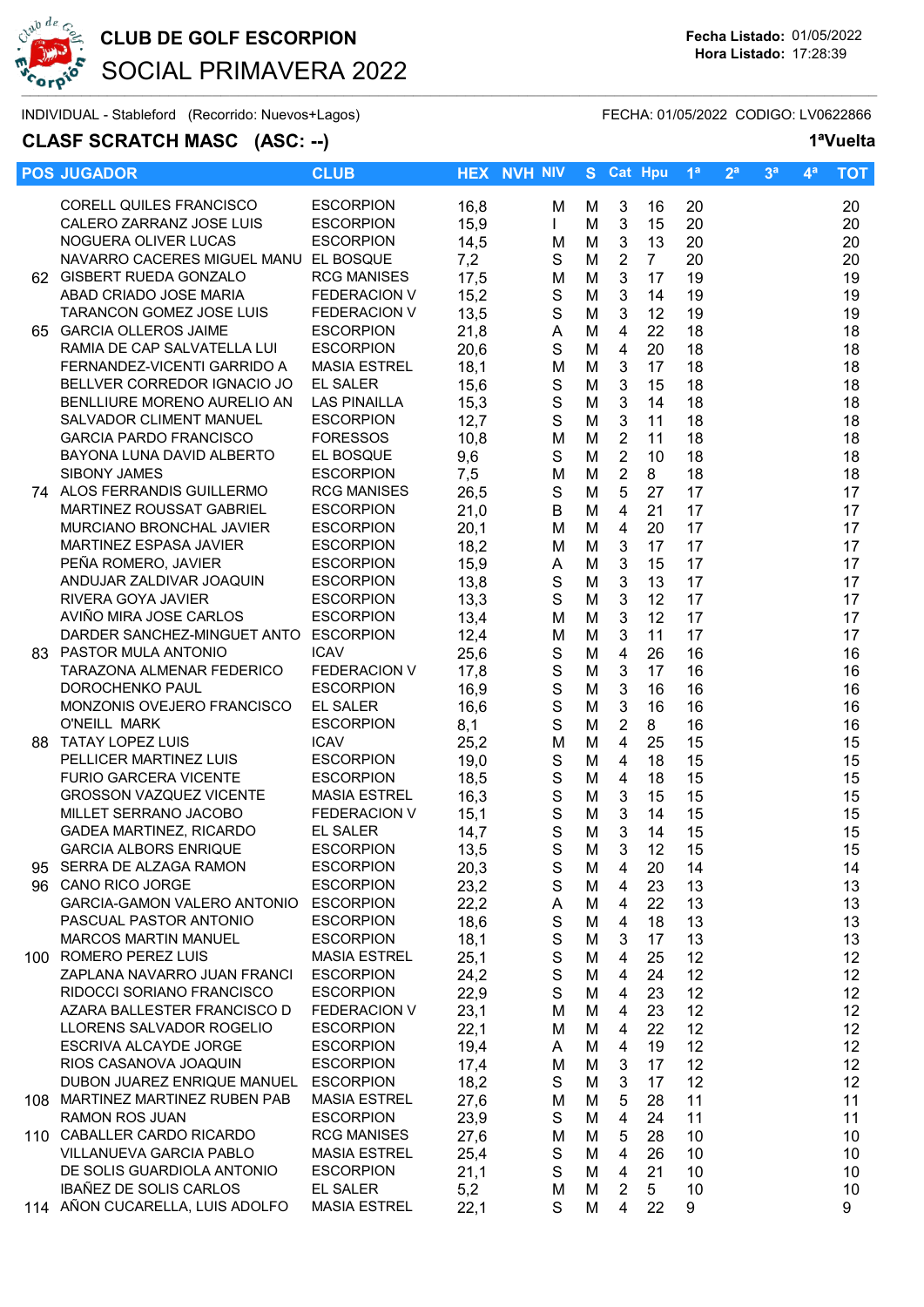# CLUB DE GOLF ESCORPION

## SOCIAL PRIMAVERA 2022

**Fecha Listado:** 01/05/2022
**Hora Listado:** 17:28:39

INDIVIDUAL - Stableford (Recorrido: Nuevos+Lagos)    FECHA: 01/05/2022  CODIGO: LV0622866

**CLASF SCRATCH MASC (ASC: --)**    **1ªVuelta**

| POS | JUGADOR | CLUB | HEX | NVH | NIV | S | Cat | Hpu | 1ª | 2ª | 3ª | 4ª | TOT |
|---|---|---|---|---|---|---|---|---|---|---|---|---|---|
| | CORELL QUILES FRANCISCO | ESCORPION | 16,8 | | M | M | 3 | 16 | 20 | | | | 20 |
| | CALERO ZARRANZ JOSE LUIS | ESCORPION | 15,9 | | I | M | 3 | 15 | 20 | | | | 20 |
| | NOGUERA OLIVER LUCAS | ESCORPION | 14,5 | | M | M | 3 | 13 | 20 | | | | 20 |
| | NAVARRO CACERES MIGUEL MANU | EL BOSQUE | 7,2 | | S | M | 2 | 7 | 20 | | | | 20 |
| 62 | GISBERT RUEDA GONZALO | RCG MANISES | 17,5 | | M | M | 3 | 17 | 19 | | | | 19 |
| | ABAD CRIADO JOSE MARIA | FEDERACION V | 15,2 | | S | M | 3 | 14 | 19 | | | | 19 |
| | TARANCON GOMEZ JOSE LUIS | FEDERACION V | 13,5 | | S | M | 3 | 12 | 19 | | | | 19 |
| 65 | GARCIA OLLEROS JAIME | ESCORPION | 21,8 | | A | M | 4 | 22 | 18 | | | | 18 |
| | RAMIA DE CAP SALVATELLA LUI | ESCORPION | 20,6 | | S | M | 4 | 20 | 18 | | | | 18 |
| | FERNANDEZ-VICENTI GARRIDO A | MASIA ESTREL | 18,1 | | M | M | 3 | 17 | 18 | | | | 18 |
| | BELLVER CORREDOR IGNACIO JO | EL SALER | 15,6 | | S | M | 3 | 15 | 18 | | | | 18 |
| | BENLLIURE MORENO AURELIO AN | LAS PINAILLA | 15,3 | | S | M | 3 | 14 | 18 | | | | 18 |
| | SALVADOR CLIMENT MANUEL | ESCORPION | 12,7 | | S | M | 3 | 11 | 18 | | | | 18 |
| | GARCIA PARDO FRANCISCO | FORESSOS | 10,8 | | M | M | 2 | 11 | 18 | | | | 18 |
| | BAYONA LUNA DAVID ALBERTO | EL BOSQUE | 9,6 | | S | M | 2 | 10 | 18 | | | | 18 |
| | SIBONY JAMES | ESCORPION | 7,5 | | M | M | 2 | 8 | 18 | | | | 18 |
| 74 | ALOS FERRANDIS GUILLERMO | RCG MANISES | 26,5 | | S | M | 5 | 27 | 17 | | | | 17 |
| | MARTINEZ ROUSSAT GABRIEL | ESCORPION | 21,0 | | B | M | 4 | 21 | 17 | | | | 17 |
| | MURCIANO BRONCHAL JAVIER | ESCORPION | 20,1 | | M | M | 4 | 20 | 17 | | | | 17 |
| | MARTINEZ ESPASA JAVIER | ESCORPION | 18,2 | | M | M | 3 | 17 | 17 | | | | 17 |
| | PEÑA ROMERO, JAVIER | ESCORPION | 15,9 | | A | M | 3 | 15 | 17 | | | | 17 |
| | ANDUJAR ZALDIVAR JOAQUIN | ESCORPION | 13,8 | | S | M | 3 | 13 | 17 | | | | 17 |
| | RIVERA GOYA JAVIER | ESCORPION | 13,3 | | S | M | 3 | 12 | 17 | | | | 17 |
| | AVIÑO MIRA JOSE CARLOS | ESCORPION | 13,4 | | M | M | 3 | 12 | 17 | | | | 17 |
| | DARDER SANCHEZ-MINGUET ANTO | ESCORPION | 12,4 | | M | M | 3 | 11 | 17 | | | | 17 |
| 83 | PASTOR MULA ANTONIO | ICAV | 25,6 | | S | M | 4 | 26 | 16 | | | | 16 |
| | TARAZONA ALMENAR FEDERICO | FEDERACION V | 17,8 | | S | M | 3 | 17 | 16 | | | | 16 |
| | DOROCHENKO PAUL | ESCORPION | 16,9 | | S | M | 3 | 16 | 16 | | | | 16 |
| | MONZONIS OVEJERO FRANCISCO | EL SALER | 16,6 | | S | M | 3 | 16 | 16 | | | | 16 |
| | O'NEILL MARK | ESCORPION | 8,1 | | S | M | 2 | 8 | 16 | | | | 16 |
| 88 | TATAY LOPEZ LUIS | ICAV | 25,2 | | M | M | 4 | 25 | 15 | | | | 15 |
| | PELLICER MARTINEZ LUIS | ESCORPION | 19,0 | | S | M | 4 | 18 | 15 | | | | 15 |
| | FURIO GARCERA VICENTE | ESCORPION | 18,5 | | S | M | 4 | 18 | 15 | | | | 15 |
| | GROSSON VAZQUEZ VICENTE | MASIA ESTREL | 16,3 | | S | M | 3 | 15 | 15 | | | | 15 |
| | MILLET SERRANO JACOBO | FEDERACION V | 15,1 | | S | M | 3 | 14 | 15 | | | | 15 |
| | GADEA MARTINEZ, RICARDO | EL SALER | 14,7 | | S | M | 3 | 14 | 15 | | | | 15 |
| | GARCIA ALBORS ENRIQUE | ESCORPION | 13,5 | | S | M | 3 | 12 | 15 | | | | 15 |
| 95 | SERRA DE ALZAGA RAMON | ESCORPION | 20,3 | | S | M | 4 | 20 | 14 | | | | 14 |
| 96 | CANO RICO JORGE | ESCORPION | 23,2 | | S | M | 4 | 23 | 13 | | | | 13 |
| | GARCIA-GAMON VALERO ANTONIO | ESCORPION | 22,2 | | A | M | 4 | 22 | 13 | | | | 13 |
| | PASCUAL PASTOR ANTONIO | ESCORPION | 18,6 | | S | M | 4 | 18 | 13 | | | | 13 |
| | MARCOS MARTIN MANUEL | ESCORPION | 18,1 | | S | M | 3 | 17 | 13 | | | | 13 |
| 100 | ROMERO PEREZ LUIS | MASIA ESTREL | 25,1 | | S | M | 4 | 25 | 12 | | | | 12 |
| | ZAPLANA NAVARRO JUAN FRANCI | ESCORPION | 24,2 | | S | M | 4 | 24 | 12 | | | | 12 |
| | RIDOCCI SORIANO FRANCISCO | ESCORPION | 22,9 | | S | M | 4 | 23 | 12 | | | | 12 |
| | AZARA BALLESTER FRANCISCO D | FEDERACION V | 23,1 | | M | M | 4 | 23 | 12 | | | | 12 |
| | LLORENS SALVADOR ROGELIO | ESCORPION | 22,1 | | M | M | 4 | 22 | 12 | | | | 12 |
| | ESCRIVA ALCAYDE JORGE | ESCORPION | 19,4 | | A | M | 4 | 19 | 12 | | | | 12 |
| | RIOS CASANOVA JOAQUIN | ESCORPION | 17,4 | | M | M | 3 | 17 | 12 | | | | 12 |
| | DUBON JUAREZ ENRIQUE MANUEL | ESCORPION | 18,2 | | S | M | 3 | 17 | 12 | | | | 12 |
| 108 | MARTINEZ MARTINEZ RUBEN PAB | MASIA ESTREL | 27,6 | | M | M | 5 | 28 | 11 | | | | 11 |
| | RAMON ROS JUAN | ESCORPION | 23,9 | | S | M | 4 | 24 | 11 | | | | 11 |
| 110 | CABALLER CARDO RICARDO | RCG MANISES | 27,6 | | M | M | 5 | 28 | 10 | | | | 10 |
| | VILLANUEVA GARCIA PABLO | MASIA ESTREL | 25,4 | | S | M | 4 | 26 | 10 | | | | 10 |
| | DE SOLIS GUARDIOLA ANTONIO | ESCORPION | 21,1 | | S | M | 4 | 21 | 10 | | | | 10 |
| | IBAÑEZ DE SOLIS CARLOS | EL SALER | 5,2 | | M | M | 2 | 5 | 10 | | | | 10 |
| 114 | AÑON CUCARELLA, LUIS ADOLFO | MASIA ESTREL | 22,1 | | S | M | 4 | 22 | 9 | | | | 9 |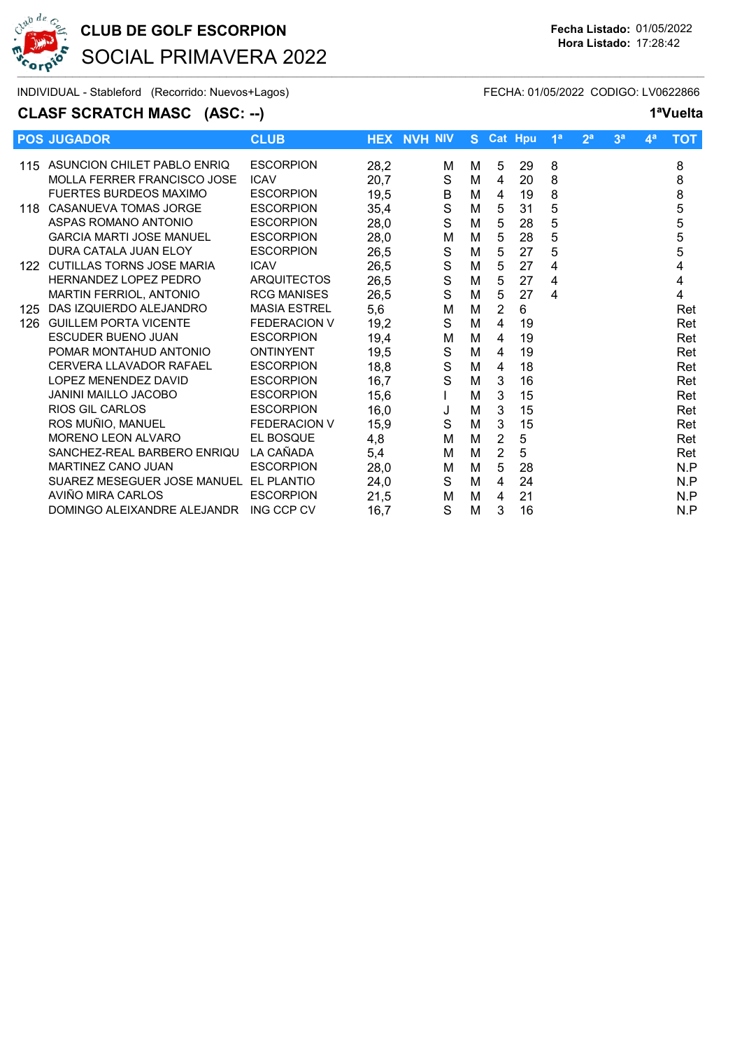# CLUB DE GOLF ESCORPION

## SOCIAL PRIMAVERA 2022

**Fecha Listado:** 01/05/2022
**Hora Listado:** 17:28:42

INDIVIDUAL - Stableford (Recorrido: Nuevos+Lagos) FECHA: 01/05/2022 CODIGO: LV0622866

### CLASF SCRATCH MASC (ASC: --) 1ªVuelta

| POS | JUGADOR | CLUB | HEX | NVH | NIV | S | Cat | Hpu | 1ª | 2ª | 3ª | 4ª | TOT |
|---|---|---|---|---|---|---|---|---|---|---|---|---|---|
| 115 | ASUNCION CHILET PABLO ENRIQ | ESCORPION | 28,2 | | M | M | 5 | 29 | 8 | | | | 8 |
| | MOLLA FERRER FRANCISCO JOSE | ICAV | 20,7 | | S | M | 4 | 20 | 8 | | | | 8 |
| | FUERTES BURDEOS MAXIMO | ESCORPION | 19,5 | | B | M | 4 | 19 | 8 | | | | 8 |
| 118 | CASANUEVA TOMAS JORGE | ESCORPION | 35,4 | | S | M | 5 | 31 | 5 | | | | 5 |
| | ASPAS ROMANO ANTONIO | ESCORPION | 28,0 | | S | M | 5 | 28 | 5 | | | | 5 |
| | GARCIA MARTI JOSE MANUEL | ESCORPION | 28,0 | | M | M | 5 | 28 | 5 | | | | 5 |
| | DURA CATALA JUAN ELOY | ESCORPION | 26,5 | | S | M | 5 | 27 | 5 | | | | 5 |
| 122 | CUTILLAS TORNS JOSE MARIA | ICAV | 26,5 | | S | M | 5 | 27 | 4 | | | | 4 |
| | HERNANDEZ LOPEZ PEDRO | ARQUITECTOS | 26,5 | | S | M | 5 | 27 | 4 | | | | 4 |
| | MARTIN FERRIOL, ANTONIO | RCG MANISES | 26,5 | | S | M | 5 | 27 | 4 | | | | 4 |
| 125 | DAS IZQUIERDO ALEJANDRO | MASIA ESTREL | 5,6 | | M | M | 2 | 6 | | | | | Ret |
| 126 | GUILLEM PORTA VICENTE | FEDERACION V | 19,2 | | S | M | 4 | 19 | | | | | Ret |
| | ESCUDER BUENO JUAN | ESCORPION | 19,4 | | M | M | 4 | 19 | | | | | Ret |
| | POMAR MONTAHUD ANTONIO | ONTINYENT | 19,5 | | S | M | 4 | 19 | | | | | Ret |
| | CERVERA LLAVADOR RAFAEL | ESCORPION | 18,8 | | S | M | 4 | 18 | | | | | Ret |
| | LOPEZ MENENDEZ DAVID | ESCORPION | 16,7 | | S | M | 3 | 16 | | | | | Ret |
| | JANINI MAILLO JACOBO | ESCORPION | 15,6 | | I | M | 3 | 15 | | | | | Ret |
| | RIOS GIL CARLOS | ESCORPION | 16,0 | | J | M | 3 | 15 | | | | | Ret |
| | ROS MUÑIO, MANUEL | FEDERACION V | 15,9 | | S | M | 3 | 15 | | | | | Ret |
| | MORENO LEON ALVARO | EL BOSQUE | 4,8 | | M | M | 2 | 5 | | | | | Ret |
| | SANCHEZ-REAL BARBERO ENRIQU | LA CAÑADA | 5,4 | | M | M | 2 | 5 | | | | | Ret |
| | MARTINEZ CANO JUAN | ESCORPION | 28,0 | | M | M | 5 | 28 | | | | | N.P |
| | SUAREZ MESEGUER JOSE MANUEL | EL PLANTIO | 24,0 | | S | M | 4 | 24 | | | | | N.P |
| | AVIÑO MIRA CARLOS | ESCORPION | 21,5 | | M | M | 4 | 21 | | | | | N.P |
| | DOMINGO ALEIXANDRE ALEJANDR | ING CCP CV | 16,7 | | S | M | 3 | 16 | | | | | N.P |